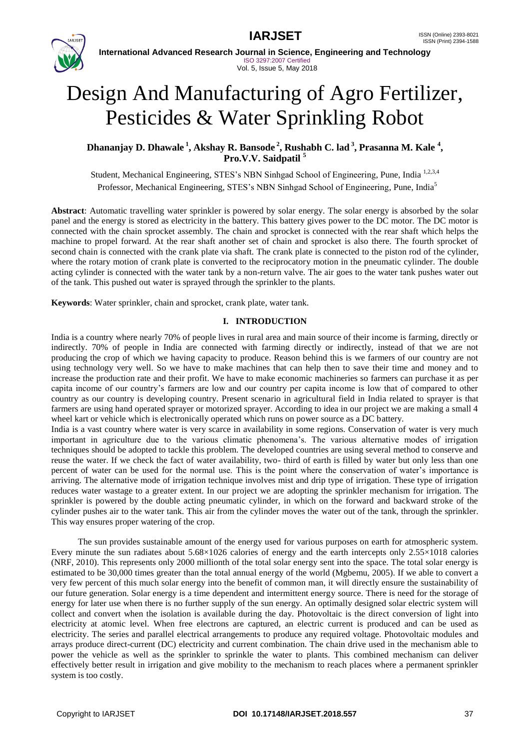# Design And Manufacturing of Agro Fertilizer, Pesticides & Water Sprinkling Robot

**Dhananjay D. Dhawale [1], Akshay R. Bansode [2], Rushabh C. lad [3], Prasanna M. Kale [4], Pro.V.V. Saidpatil [5]**

Student, Mechanical Engineering, STES's NBN Sinhgad School of Engineering, Pune, India [1,2,3,4]

Professor, Mechanical Engineering, STES's NBN Sinhgad School of Engineering, Pune, India [5]

**Abstract**: Automatic travelling water sprinkler is powered by solar energy. The solar energy is absorbed by the solar panel and the energy is stored as electricity in the battery. This battery gives power to the DC motor. The DC motor is connected with the chain sprocket assembly. The chain and sprocket is connected with the rear shaft which helps the machine to propel forward. At the rear shaft another set of chain and sprocket is also there. The fourth sprocket of second chain is connected with the crank plate via shaft. The crank plate is connected to the piston rod of the cylinder, where the rotary motion of crank plate is converted to the reciprocatory motion in the pneumatic cylinder. The double acting cylinder is connected with the water tank by a non-return valve. The air goes to the water tank pushes water out of the tank. This pushed out water is sprayed through the sprinkler to the plants.

**Keywords**: Water sprinkler, chain and sprocket, crank plate, water tank.

## I. INTRODUCTION

India is a country where nearly 70% of people lives in rural area and main source of their income is farming, directly or indirectly. 70% of people in India are connected with farming directly or indirectly, instead of that we are not producing the crop of which we having capacity to produce. Reason behind this is we farmers of our country are not using technology very well. So we have to make machines that can help then to save their time and money and to increase the production rate and their profit. We have to make economic machineries so farmers can purchase it as per capita income of our country's farmers are low and our country per capita income is low that of compared to other country as our country is developing country. Present scenario in agricultural field in India related to sprayer is that farmers are using hand operated sprayer or motorized sprayer. According to idea in our project we are making a small 4 wheel kart or vehicle which is electronically operated which runs on power source as a DC battery.

India is a vast country where water is very scarce in availability in some regions. Conservation of water is very much important in agriculture due to the various climatic phenomena's. The various alternative modes of irrigation techniques should be adopted to tackle this problem. The developed countries are using several method to conserve and reuse the water. If we check the fact of water availability, two- third of earth is filled by water but only less than one percent of water can be used for the normal use. This is the point where the conservation of water's importance is arriving. The alternative mode of irrigation technique involves mist and drip type of irrigation. These type of irrigation reduces water wastage to a greater extent. In our project we are adopting the sprinkler mechanism for irrigation. The sprinkler is powered by the double acting pneumatic cylinder, in which on the forward and backward stroke of the cylinder pushes air to the water tank. This air from the cylinder moves the water out of the tank, through the sprinkler. This way ensures proper watering of the crop.

The sun provides sustainable amount of the energy used for various purposes on earth for atmospheric system. Every minute the sun radiates about $5.68\times1026$ calories of energy and the earth intercepts only $2.55\times1018$ calories (NRF, 2010). This represents only 2000 millionth of the total solar energy sent into the space. The total solar energy is estimated to be 30,000 times greater than the total annual energy of the world (Mgbemu, 2005). If we able to convert a very few percent of this much solar energy into the benefit of common man, it will directly ensure the sustainability of our future generation. Solar energy is a time dependent and intermittent energy source. There is need for the storage of energy for later use when there is no further supply of the sun energy. An optimally designed solar electric system will collect and convert when the isolation is available during the day. Photovoltaic is the direct conversion of light into electricity at atomic level. When free electrons are captured, an electric current is produced and can be used as electricity. The series and parallel electrical arrangements to produce any required voltage. Photovoltaic modules and arrays produce direct-current (DC) electricity and current combination. The chain drive used in the mechanism able to power the vehicle as well as the sprinkler to sprinkle the water to plants. This combined mechanism can deliver effectively better result in irrigation and give mobility to the mechanism to reach places where a permanent sprinkler system is too costly.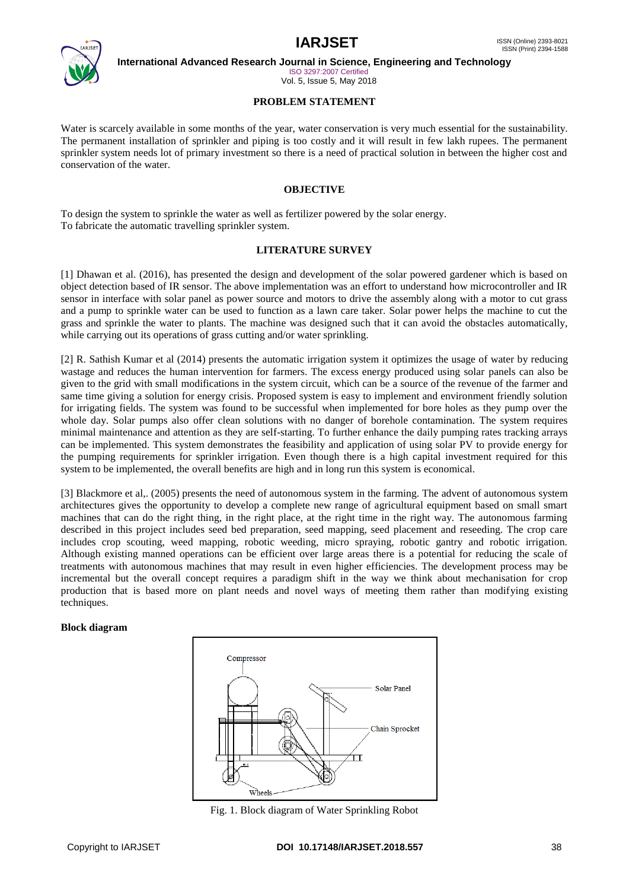## PROBLEM STATEMENT

Water is scarcely available in some months of the year, water conservation is very much essential for the sustainability. The permanent installation of sprinkler and piping is too costly and it will result in few lakh rupees. The permanent sprinkler system needs lot of primary investment so there is a need of practical solution in between the higher cost and conservation of the water.

## OBJECTIVE

To design the system to sprinkle the water as well as fertilizer powered by the solar energy.
To fabricate the automatic travelling sprinkler system.

## LITERATURE SURVEY

[1] Dhawan et al. (2016), has presented the design and development of the solar powered gardener which is based on object detection based of IR sensor. The above implementation was an effort to understand how microcontroller and IR sensor in interface with solar panel as power source and motors to drive the assembly along with a motor to cut grass and a pump to sprinkle water can be used to function as a lawn care taker. Solar power helps the machine to cut the grass and sprinkle the water to plants. The machine was designed such that it can avoid the obstacles automatically, while carrying out its operations of grass cutting and/or water sprinkling.

[2] R. Sathish Kumar et al (2014) presents the automatic irrigation system it optimizes the usage of water by reducing wastage and reduces the human intervention for farmers. The excess energy produced using solar panels can also be given to the grid with small modifications in the system circuit, which can be a source of the revenue of the farmer and same time giving a solution for energy crisis. Proposed system is easy to implement and environment friendly solution for irrigating fields. The system was found to be successful when implemented for bore holes as they pump over the whole day. Solar pumps also offer clean solutions with no danger of borehole contamination. The system requires minimal maintenance and attention as they are self-starting. To further enhance the daily pumping rates tracking arrays can be implemented. This system demonstrates the feasibility and application of using solar PV to provide energy for the pumping requirements for sprinkler irrigation. Even though there is a high capital investment required for this system to be implemented, the overall benefits are high and in long run this system is economical.

[3] Blackmore et al,. (2005) presents the need of autonomous system in the farming. The advent of autonomous system architectures gives the opportunity to develop a complete new range of agricultural equipment based on small smart machines that can do the right thing, in the right place, at the right time in the right way. The autonomous farming described in this project includes seed bed preparation, seed mapping, seed placement and reseeding. The crop care includes crop scouting, weed mapping, robotic weeding, micro spraying, robotic gantry and robotic irrigation. Although existing manned operations can be efficient over large areas there is a potential for reducing the scale of treatments with autonomous machines that may result in even higher efficiencies. The development process may be incremental but the overall concept requires a paradigm shift in the way we think about mechanisation for crop production that is based more on plant needs and novel ways of meeting them rather than modifying existing techniques.

**Block diagram**

Compressor

Solar Panel

Chain Sprocket

Wheels

Fig. 1. Block diagram of Water Sprinkling Robot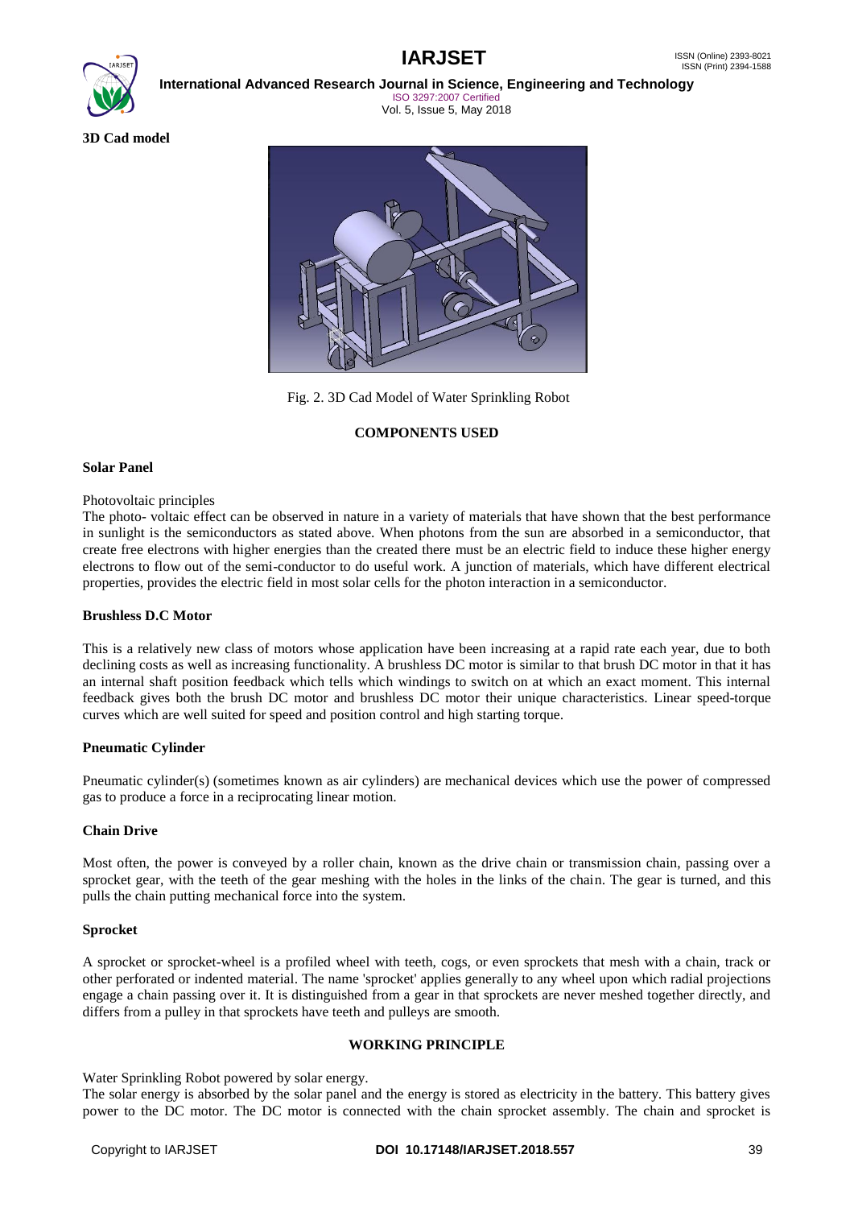**3D Cad model**

Fig. 2. 3D Cad Model of Water Sprinkling Robot

## COMPONENTS USED

### Solar Panel

Photovoltaic principles

The photo- voltaic effect can be observed in nature in a variety of materials that have shown that the best performance in sunlight is the semiconductors as stated above. When photons from the sun are absorbed in a semiconductor, that create free electrons with higher energies than the created there must be an electric field to induce these higher energy electrons to flow out of the semi-conductor to do useful work. A junction of materials, which have different electrical properties, provides the electric field in most solar cells for the photon interaction in a semiconductor.

### Brushless D.C Motor

This is a relatively new class of motors whose application have been increasing at a rapid rate each year, due to both declining costs as well as increasing functionality. A brushless DC motor is similar to that brush DC motor in that it has an internal shaft position feedback which tells which windings to switch on at which an exact moment. This internal feedback gives both the brush DC motor and brushless DC motor their unique characteristics. Linear speed-torque curves which are well suited for speed and position control and high starting torque.

### Pneumatic Cylinder

Pneumatic cylinder(s) (sometimes known as air cylinders) are mechanical devices which use the power of compressed gas to produce a force in a reciprocating linear motion.

### Chain Drive

Most often, the power is conveyed by a roller chain, known as the drive chain or transmission chain, passing over a sprocket gear, with the teeth of the gear meshing with the holes in the links of the chain. The gear is turned, and this pulls the chain putting mechanical force into the system.

### Sprocket

A sprocket or sprocket-wheel is a profiled wheel with teeth, cogs, or even sprockets that mesh with a chain, track or other perforated or indented material. The name 'sprocket' applies generally to any wheel upon which radial projections engage a chain passing over it. It is distinguished from a gear in that sprockets are never meshed together directly, and differs from a pulley in that sprockets have teeth and pulleys are smooth.

## WORKING PRINCIPLE

Water Sprinkling Robot powered by solar energy.

The solar energy is absorbed by the solar panel and the energy is stored as electricity in the battery. This battery gives power to the DC motor. The DC motor is connected with the chain sprocket assembly. The chain and sprocket is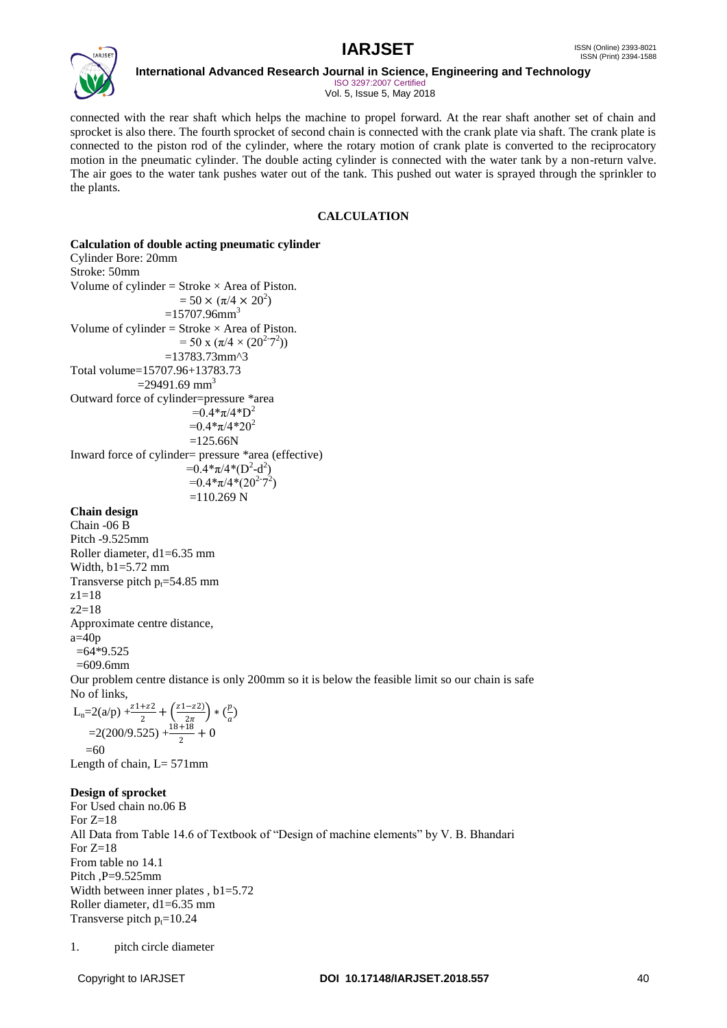connected with the rear shaft which helps the machine to propel forward. At the rear shaft another set of chain and sprocket is also there. The fourth sprocket of second chain is connected with the crank plate via shaft. The crank plate is connected to the piston rod of the cylinder, where the rotary motion of crank plate is converted to the reciprocatory motion in the pneumatic cylinder. The double acting cylinder is connected with the water tank by a non-return valve. The air goes to the water tank pushes water out of the tank. This pushed out water is sprayed through the sprinkler to the plants.

## CALCULATION

**Calculation of double acting pneumatic cylinder**

Cylinder Bore: 20mm

Stroke: 50mm

Volume of cylinder = Stroke × Area of Piston.

$= 50 \times (\pi/4 \times 20^2)$

$= 15707.96 mm^3$

Volume of cylinder = Stroke × Area of Piston.

$= 50 \times (\pi/4 \times (20^2 - 7^2))$

=13783.73mm^3

Total volume=15707.96+13783.73

$= 29491.69\ mm^3$

Outward force of cylinder=pressure *area

$= 0.4 * \pi/4 * D^2$

$= 0.4 * \pi/4 * 20^2$

=125.66N

Inward force of cylinder= pressure *area (effective)

$= 0.4 * \pi/4 * (D^2 - d^2)$

$= 0.4 * \pi/4 * (20^2 - 7^2)$

=110.269 N

**Chain design**

Chain -06 B

Pitch -9.525mm

Roller diameter, d1=6.35 mm

Width, b1=5.72 mm

Transverse pitch $p_t$=54.85 mm

z1=18

z2=18

Approximate centre distance,

a=40p

=64*9.525

=609.6mm

Our problem centre distance is only 200mm so it is below the feasible limit so our chain is safe

No of links,

$$L_n = 2(a/p) + \frac{z1+z2}{2} + \left(\frac{z1-z2)}{2\pi}\right) * \left(\frac{p}{a}\right)$$

$$= 2(200/9.525) + \frac{18+18}{2} + 0$$

=60

Length of chain, L= 571mm

**Design of sprocket**

For Used chain no.06 B

For Z=18

All Data from Table 14.6 of Textbook of "Design of machine elements" by V. B. Bhandari

For Z=18

From table no 14.1

Pitch ,P=9.525mm

Width between inner plates , b1=5.72

Roller diameter, d1=6.35 mm

Transverse pitch $p_t$=10.24

1. pitch circle diameter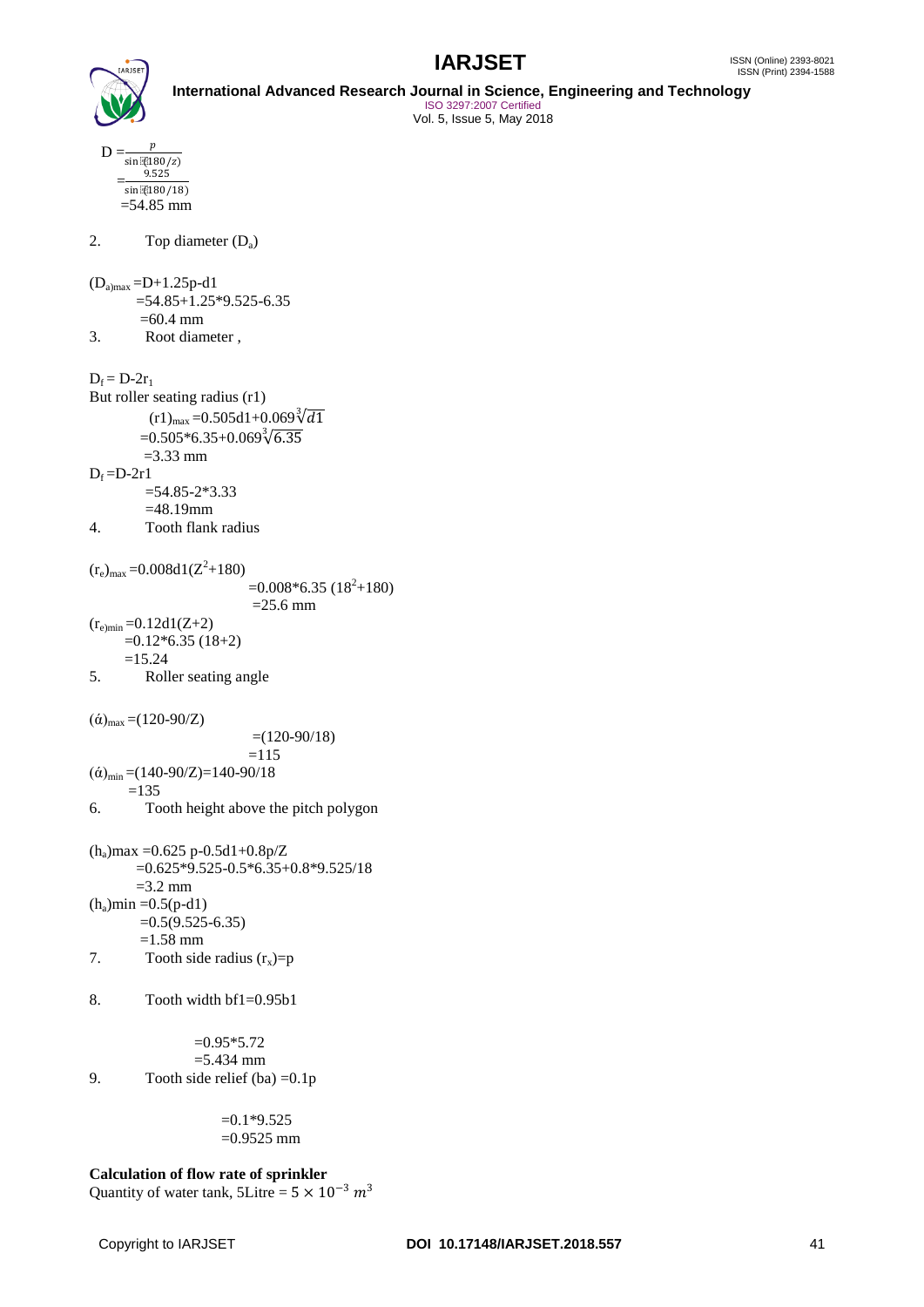$$D = \frac{p}{\sin(180/z)}$$
$$= \frac{9.525}{\sin(180/18)}$$
$$= 54.85 \text{ mm}$$

2. Top diameter ($D_a$)

$(D_a)_{max} = D + 1.25p - d1$
$= 54.85 + 1.25*9.525 - 6.35$
$= 60.4$ mm

3. Root diameter ,

$D_f = D - 2r_1$

But roller seating radius (r1)

$(r1)_{max} = 0.505d1 + 0.069\sqrt[3]{d1}$
$= 0.505*6.35 + 0.069\sqrt[3]{6.35}$
$= 3.33$ mm

$D_f = D - 2r1$
$= 54.85 - 2*3.33$
$= 48.19$mm

4. Tooth flank radius

$(r_e)_{max} = 0.008d1(Z^2+180)$
$= 0.008*6.35\ (18^2+180)$
$= 25.6$ mm

$(r_e)_{min} = 0.12d1(Z+2)$
$= 0.12*6.35\ (18+2)$
$= 15.24$

5. Roller seating angle

$(\acute{\alpha})_{max} = (120 - 90/Z)$
$= (120 - 90/18)$
$= 115$

$(\acute{\alpha})_{min} = (140 - 90/Z) = 140 - 90/18$
$= 135$

6. Tooth height above the pitch polygon

$(h_a)max = 0.625\ p - 0.5d1 + 0.8p/Z$
$= 0.625*9.525 - 0.5*6.35 + 0.8*9.525/18$
$= 3.2$ mm

$(h_a)min = 0.5(p - d1)$
$= 0.5(9.525 - 6.35)$
$= 1.58$ mm

7. Tooth side radius $(r_x) = p$

8. Tooth width bf1=0.95b1

$= 0.95*5.72$
$= 5.434$ mm

9. Tooth side relief (ba) =0.1p

$= 0.1*9.525$
$= 0.9525$ mm

**Calculation of flow rate of sprinkler**

Quantity of water tank, 5Litre = $5 \times 10^{-3}\ m^3$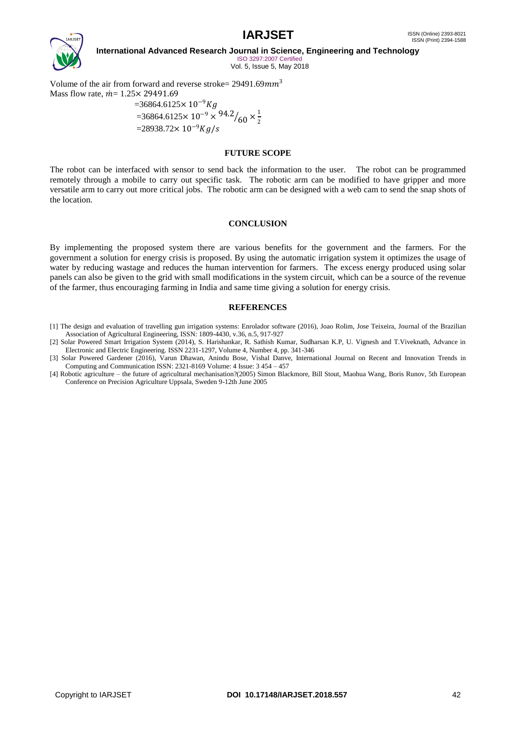Volume of the air from forward and reverse stroke= 29491.69$mm^3$

Mass flow rate, $\dot{m}$= 1.25× 29491.69

$$=36864.6125\times 10^{-9} Kg$$

$$=36864.6125\times 10^{-9} \times {}^{94.2}/_{60} \times \frac{1}{2}$$

$$=28938.72\times 10^{-9} Kg/s$$

## FUTURE SCOPE

The robot can be interfaced with sensor to send back the information to the user. The robot can be programmed remotely through a mobile to carry out specific task. The robotic arm can be modified to have gripper and more versatile arm to carry out more critical jobs. The robotic arm can be designed with a web cam to send the snap shots of the location.

## CONCLUSION

By implementing the proposed system there are various benefits for the government and the farmers. For the government a solution for energy crisis is proposed. By using the automatic irrigation system it optimizes the usage of water by reducing wastage and reduces the human intervention for farmers. The excess energy produced using solar panels can also be given to the grid with small modifications in the system circuit, which can be a source of the revenue of the farmer, thus encouraging farming in India and same time giving a solution for energy crisis.

## REFERENCES

[1] The design and evaluation of travelling gun irrigation systems: Enrolador software (2016), Joao Rolim, Jose Teixeira, Journal of the Brazilian Association of Agricultural Engineering, ISSN: 1809-4430, v.36, n.5, 917-927

[2] Solar Powered Smart Irrigation System (2014), S. Harishankar, R. Sathish Kumar, Sudharsan K.P, U. Vignesh and T.Viveknath, Advance in Electronic and Electric Engineering. ISSN 2231-1297, Volume 4, Number 4, pp. 341-346

[3] Solar Powered Gardener (2016), Varun Dhawan, Anindu Bose, Vishal Danve, International Journal on Recent and Innovation Trends in Computing and Communication ISSN: 2321-8169 Volume: 4 Issue: 3 454 – 457

[4] Robotic agriculture – the future of agricultural mechanisation?(2005) Simon Blackmore, Bill Stout, Maohua Wang, Boris Runov, 5th European Conference on Precision Agriculture Uppsala, Sweden 9-12th June 2005